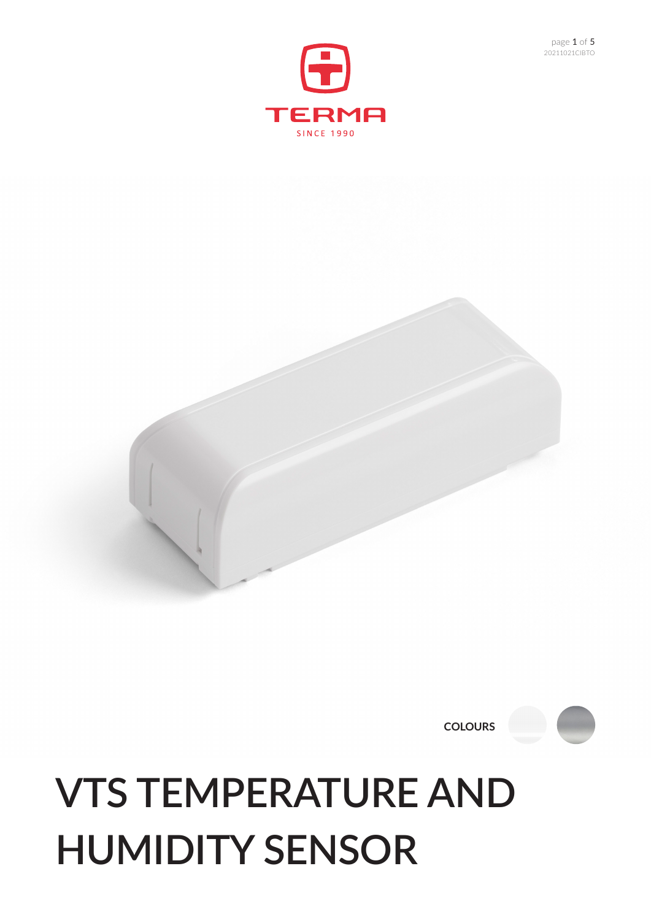TERMA

SINCE 1990

**COLOURS**

# VTS TEMPERATURE AND HUMIDITY SENSOR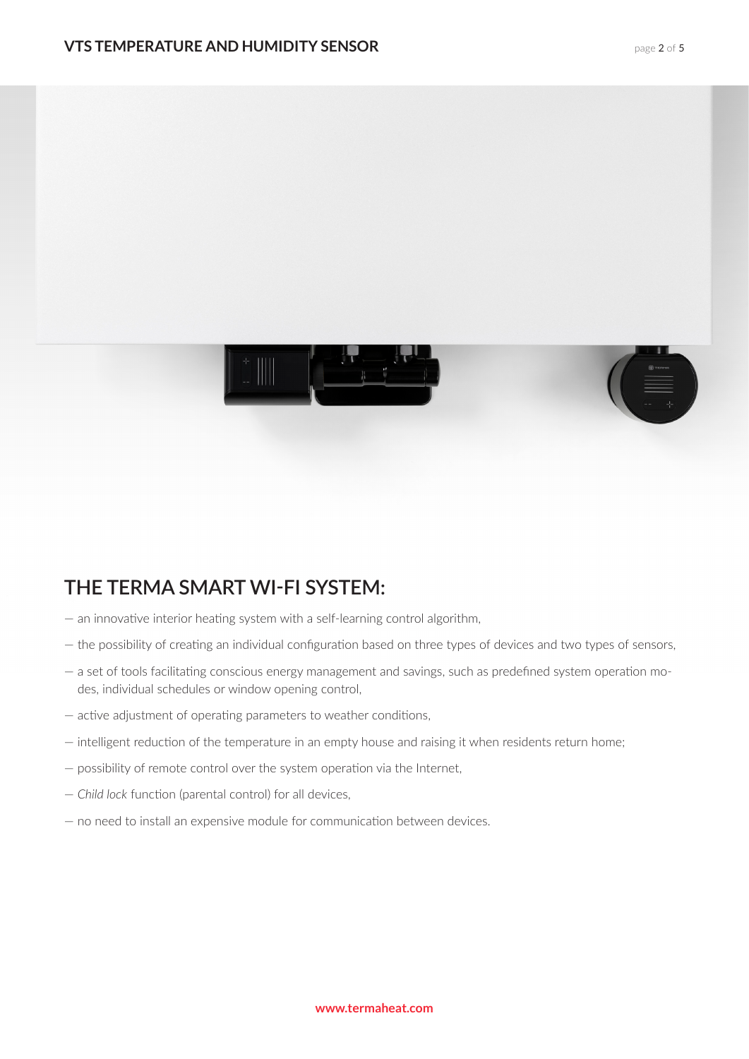## THE TERMA SMART WI-FI SYSTEM:

- an innovative interior heating system with a self-learning control algorithm,
- the possibility of creating an individual configuration based on three types of devices and two types of sensors,
- a set of tools facilitating conscious energy management and savings, such as predefined system operation modes, individual schedules or window opening control,
- active adjustment of operating parameters to weather conditions,
- intelligent reduction of the temperature in an empty house and raising it when residents return home;
- possibility of remote control over the system operation via the Internet,
- *Child lock* function (parental control) for all devices,
- no need to install an expensive module for communication between devices.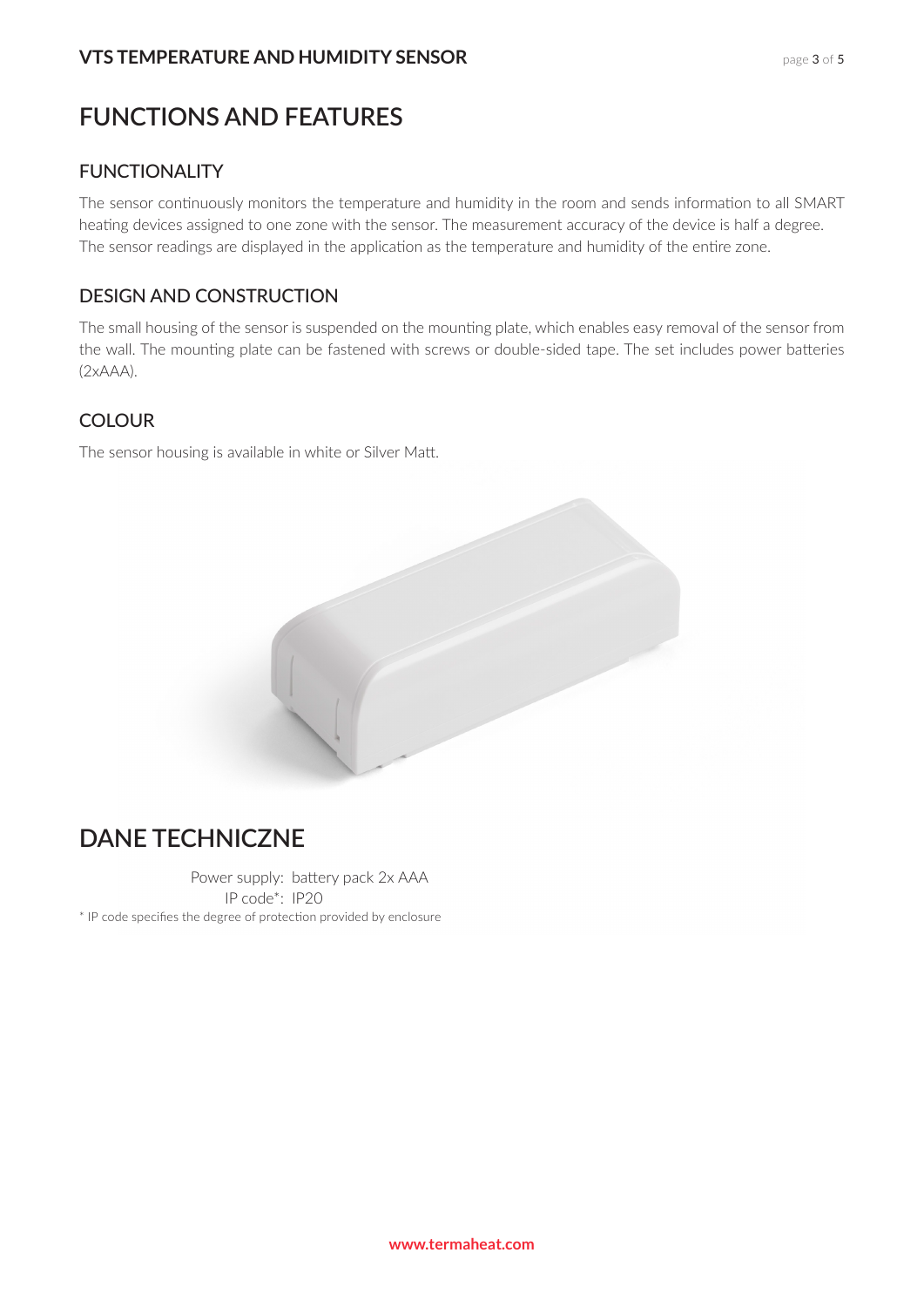# FUNCTIONS AND FEATURES

## FUNCTIONALITY

The sensor continuously monitors the temperature and humidity in the room and sends information to all SMART heating devices assigned to one zone with the sensor. The measurement accuracy of the device is half a degree. The sensor readings are displayed in the application as the temperature and humidity of the entire zone.

## DESIGN AND CONSTRUCTION

The small housing of the sensor is suspended on the mounting plate, which enables easy removal of the sensor from the wall. The mounting plate can be fastened with screws or double-sided tape. The set includes power batteries (2xAAA).

## COLOUR

The sensor housing is available in white or Silver Matt.

# DANE TECHNICZNE

Power supply: battery pack 2x AAA
IP code*: IP20

* IP code specifies the degree of protection provided by enclosure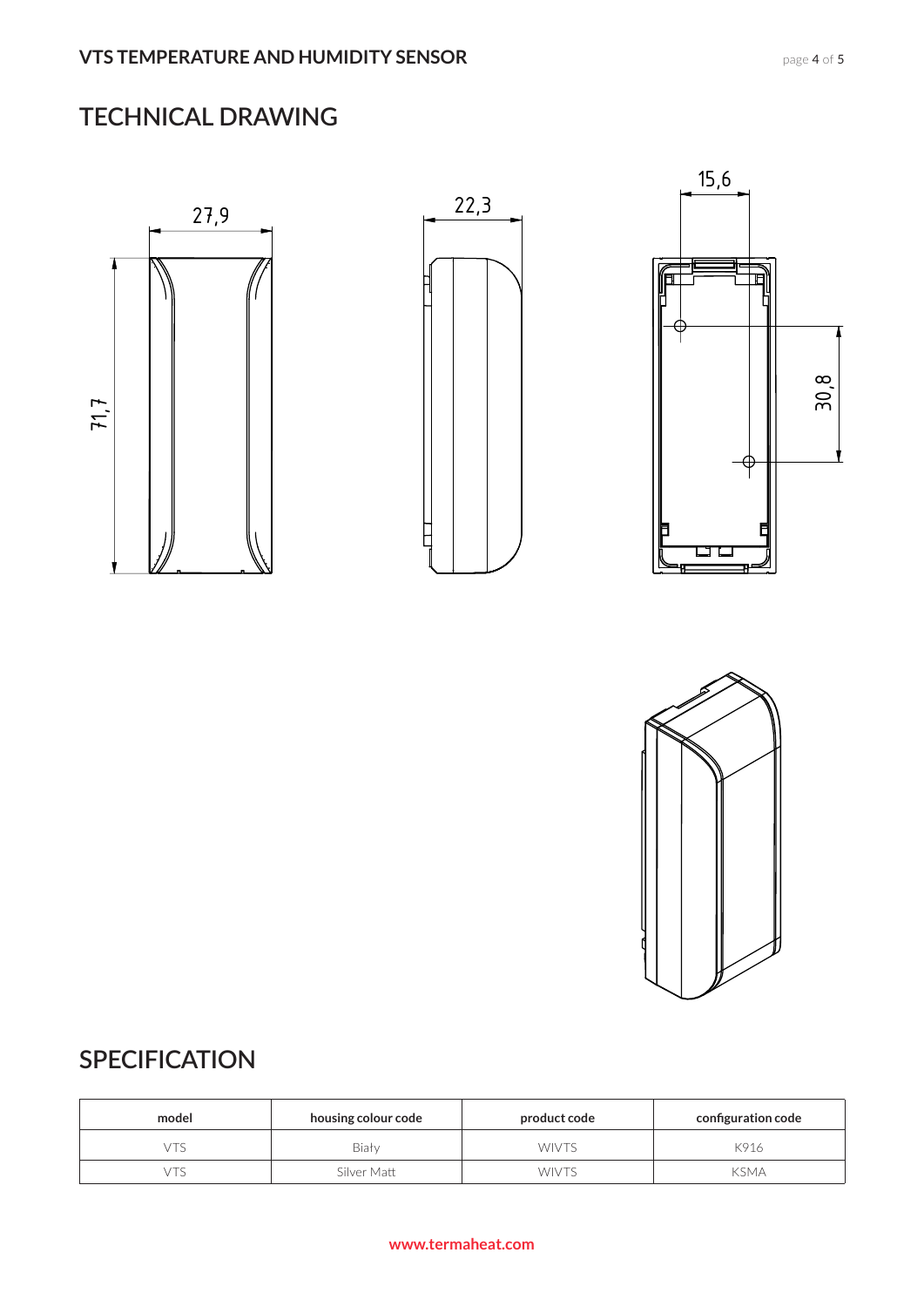## TECHNICAL DRAWING

27,9

71,7

22,3

15,6

30,8

## SPECIFICATION

| model | housing colour code | product code | configuration code |
|---|---|---|---|
| VTS | Biały | WIVTS | K916 |
| VTS | Silver Matt | WIVTS | KSMA |

www.termaheat.com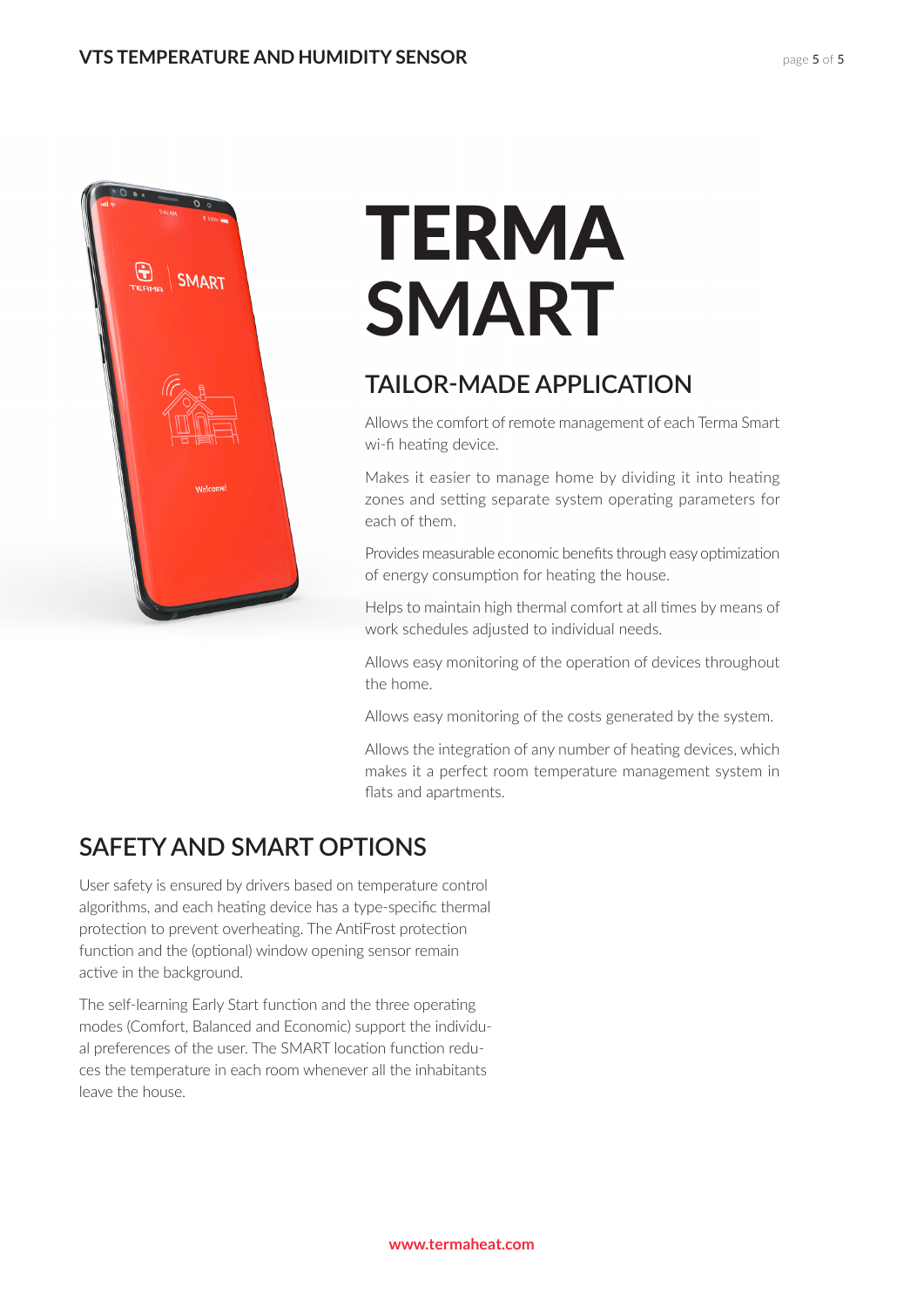# TERMA SMART

## TAILOR-MADE APPLICATION

Allows the comfort of remote management of each Terma Smart wi-fi heating device.

Makes it easier to manage home by dividing it into heating zones and setting separate system operating parameters for each of them.

Provides measurable economic benefits through easy optimization of energy consumption for heating the house.

Helps to maintain high thermal comfort at all times by means of work schedules adjusted to individual needs.

Allows easy monitoring of the operation of devices throughout the home.

Allows easy monitoring of the costs generated by the system.

Allows the integration of any number of heating devices, which makes it a perfect room temperature management system in flats and apartments.

## SAFETY AND SMART OPTIONS

User safety is ensured by drivers based on temperature control algorithms, and each heating device has a type-specific thermal protection to prevent overheating. The AntiFrost protection function and the (optional) window opening sensor remain active in the background.

The self-learning Early Start function and the three operating modes (Comfort, Balanced and Economic) support the individual preferences of the user. The SMART location function reduces the temperature in each room whenever all the inhabitants leave the house.

www.termaheat.com